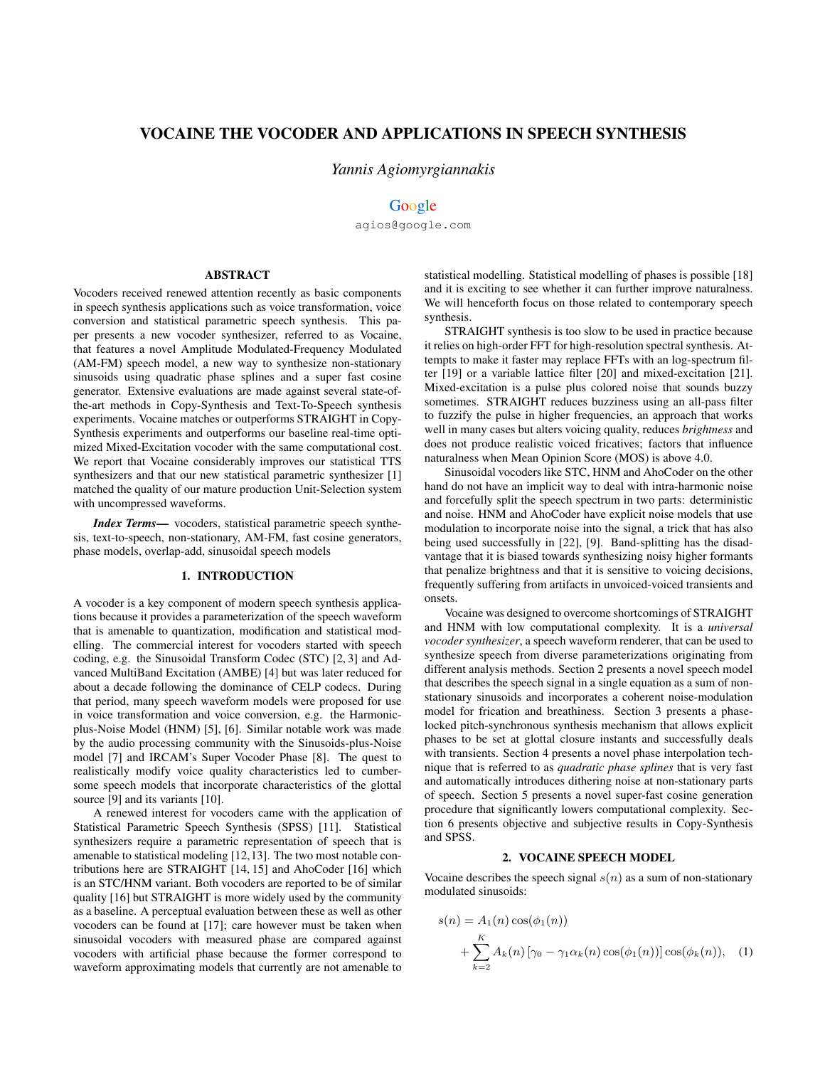# VOCAINE THE VOCODER AND APPLICATIONS IN SPEECH SYNTHESIS

*Yannis Agiomyrgiannakis*

Google

agios@google.com

## ABSTRACT

Vocoders received renewed attention recently as basic components in speech synthesis applications such as voice transformation, voice conversion and statistical parametric speech synthesis. This paper presents a new vocoder synthesizer, referred to as Vocaine, that features a novel Amplitude Modulated-Frequency Modulated (AM-FM) speech model, a new way to synthesize non-stationary sinusoids using quadratic phase splines and a super fast cosine generator. Extensive evaluations are made against several state-of-the-art methods in Copy-Synthesis and Text-To-Speech synthesis experiments. Vocaine matches or outperforms STRAIGHT in Copy-Synthesis experiments and outperforms our baseline real-time optimized Mixed-Excitation vocoder with the same computational cost. We report that Vocaine considerably improves our statistical TTS synthesizers and that our new statistical parametric synthesizer [1] matched the quality of our mature production Unit-Selection system with uncompressed waveforms.

***Index Terms***— vocoders, statistical parametric speech synthesis, text-to-speech, non-stationary, AM-FM, fast cosine generators, phase models, overlap-add, sinusoidal speech models

## 1. INTRODUCTION

A vocoder is a key component of modern speech synthesis applications because it provides a parameterization of the speech waveform that is amenable to quantization, modification and statistical modelling. The commercial interest for vocoders started with speech coding, e.g. the Sinusoidal Transform Codec (STC) [2, 3] and Advanced MultiBand Excitation (AMBE) [4] but was later reduced for about a decade following the dominance of CELP codecs. During that period, many speech waveform models were proposed for use in voice transformation and voice conversion, e.g. the Harmonic-plus-Noise Model (HNM) [5], [6]. Similar notable work was made by the audio processing community with the Sinusoids-plus-Noise model [7] and IRCAM's Super Vocoder Phase [8]. The quest to realistically modify voice quality characteristics led to cumbersome speech models that incorporate characteristics of the glottal source [9] and its variants [10].

A renewed interest for vocoders came with the application of Statistical Parametric Speech Synthesis (SPSS) [11]. Statistical synthesizers require a parametric representation of speech that is amenable to statistical modeling [12,13]. The two most notable contributions here are STRAIGHT [14, 15] and AhoCoder [16] which is an STC/HNM variant. Both vocoders are reported to be of similar quality [16] but STRAIGHT is more widely used by the community as a baseline. A perceptual evaluation between these as well as other vocoders can be found at [17]; care however must be taken when sinusoidal vocoders with measured phase are compared against vocoders with artificial phase because the former correspond to waveform approximating models that currently are not amenable to statistical modelling. Statistical modelling of phases is possible [18] and it is exciting to see whether it can further improve naturalness. We will henceforth focus on those related to contemporary speech synthesis.

STRAIGHT synthesis is too slow to be used in practice because it relies on high-order FFT for high-resolution spectral synthesis. Attempts to make it faster may replace FFTs with an log-spectrum filter [19] or a variable lattice filter [20] and mixed-excitation [21]. Mixed-excitation is a pulse plus colored noise that sounds buzzy sometimes. STRAIGHT reduces buzziness using an all-pass filter to fuzzify the pulse in higher frequencies, an approach that works well in many cases but alters voicing quality, reduces *brightness* and does not produce realistic voiced fricatives; factors that influence naturalness when Mean Opinion Score (MOS) is above 4.0.

Sinusoidal vocoders like STC, HNM and AhoCoder on the other hand do not have an implicit way to deal with intra-harmonic noise and forcefully split the speech spectrum in two parts: deterministic and noise. HNM and AhoCoder have explicit noise models that use modulation to incorporate noise into the signal, a trick that has also being used successfully in [22], [9]. Band-splitting has the disadvantage that it is biased towards synthesizing noisy higher formants that penalize brightness and that it is sensitive to voicing decisions, frequently suffering from artifacts in unvoiced-voiced transients and onsets.

Vocaine was designed to overcome shortcomings of STRAIGHT and HNM with low computational complexity. It is a *universal vocoder synthesizer*, a speech waveform renderer, that can be used to synthesize speech from diverse parameterizations originating from different analysis methods. Section 2 presents a novel speech model that describes the speech signal in a single equation as a sum of non-stationary sinusoids and incorporates a coherent noise-modulation model for frication and breathiness. Section 3 presents a phase-locked pitch-synchronous synthesis mechanism that allows explicit phases to be set at glottal closure instants and successfully deals with transients. Section 4 presents a novel phase interpolation technique that is referred to as *quadratic phase splines* that is very fast and automatically introduces dithering noise at non-stationary parts of speech. Section 5 presents a novel super-fast cosine generation procedure that significantly lowers computational complexity. Section 6 presents objective and subjective results in Copy-Synthesis and SPSS.

## 2. VOCAINE SPEECH MODEL

Vocaine describes the speech signal $s(n)$ as a sum of non-stationary modulated sinusoids:

$$s(n) = A_1(n)\cos(\phi_1(n)) + \sum_{k=2}^{K} A_k(n)\left[\gamma_0 - \gamma_1 \alpha_k(n)\cos(\phi_1(n))\right]\cos(\phi_k(n)), \quad (1)$$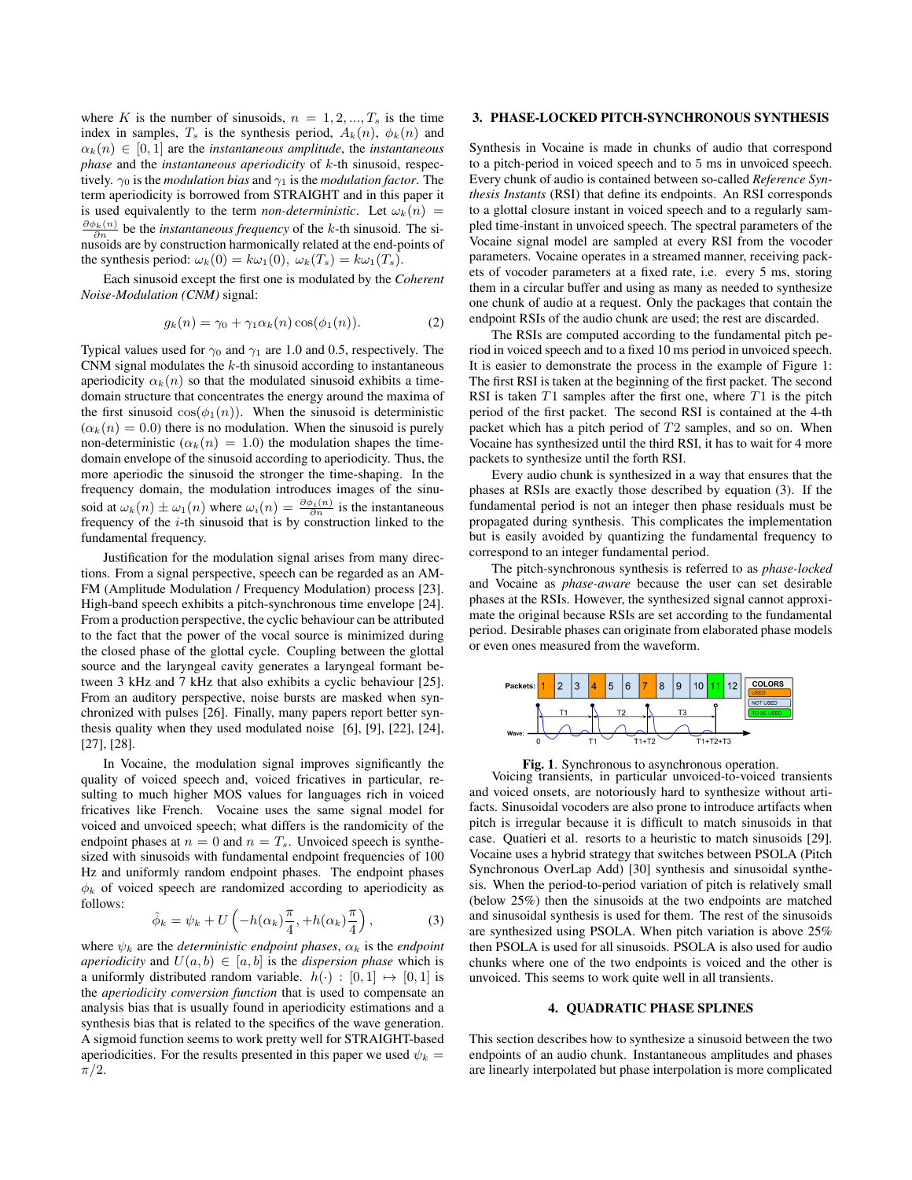where $K$ is the number of sinusoids, $n = 1, 2, ..., T_s$ is the time index in samples, $T_s$ is the synthesis period, $A_k(n)$, $\phi_k(n)$ and $\alpha_k(n) \in [0, 1]$ are the *instantaneous amplitude*, the *instantaneous phase* and the *instantaneous aperiodicity* of $k$-th sinusoid, respectively. $\gamma_0$ is the *modulation bias* and $\gamma_1$ is the *modulation factor*. The term aperiodicity is borrowed from STRAIGHT and in this paper it is used equivalently to the term *non-deterministic*. Let $\omega_k(n) = \frac{\partial \phi_k(n)}{\partial n}$ be the *instantaneous frequency* of the $k$-th sinusoid. The sinusoids are by construction harmonically related at the end-points of the synthesis period: $\omega_k(0) = k\omega_1(0)$, $\omega_k(T_s) = k\omega_1(T_s)$.

Each sinusoid except the first one is modulated by the *Coherent Noise-Modulation (CNM)* signal:

$$g_k(n) = \gamma_0 + \gamma_1 \alpha_k(n) \cos(\phi_1(n)). \quad (2)$$

Typical values used for $\gamma_0$ and $\gamma_1$ are 1.0 and 0.5, respectively. The CNM signal modulates the $k$-th sinusoid according to instantaneous aperiodicity $\alpha_k(n)$ so that the modulated sinusoid exhibits a time-domain structure that concentrates the energy around the maxima of the first sinusoid $\cos(\phi_1(n))$. When the sinusoid is deterministic ($\alpha_k(n) = 0.0$) there is no modulation. When the sinusoid is purely non-deterministic ($\alpha_k(n) = 1.0$) the modulation shapes the time-domain envelope of the sinusoid according to aperiodicity. Thus, the more aperiodic the sinusoid the stronger the time-shaping. In the frequency domain, the modulation introduces images of the sinusoid at $\omega_k(n) \pm \omega_1(n)$ where $\omega_i(n) = \frac{\partial \phi_i(n)}{\partial n}$ is the instantaneous frequency of the $i$-th sinusoid that is by construction linked to the fundamental frequency.

Justification for the modulation signal arises from many directions. From a signal perspective, speech can be regarded as an AM-FM (Amplitude Modulation / Frequency Modulation) process [23]. High-band speech exhibits a pitch-synchronous time envelope [24]. From a production perspective, the cyclic behaviour can be attributed to the fact that the power of the vocal source is minimized during the closed phase of the glottal cycle. Coupling between the glottal source and the laryngeal cavity generates a laryngeal formant between 3 kHz and 7 kHz that also exhibits a cyclic behaviour [25]. From an auditory perspective, noise bursts are masked when synchronized with pulses [26]. Finally, many papers report better synthesis quality when they used modulated noise [6], [9], [22], [24], [27], [28].

In Vocaine, the modulation signal improves significantly the quality of voiced speech and, voiced fricatives in particular, resulting to much higher MOS values for languages rich in voiced fricatives like French. Vocaine uses the same signal model for voiced and unvoiced speech; what differs is the randomicity of the endpoint phases at $n = 0$ and $n = T_s$. Unvoiced speech is synthesized with sinusoids with fundamental endpoint frequencies of 100 Hz and uniformly random endpoint phases. The endpoint phases $\phi_k$ of voiced speech are randomized according to aperiodicity as follows:

$$\hat{\phi}_k = \psi_k + U\left(-h(\alpha_k)\frac{\pi}{4}, +h(\alpha_k)\frac{\pi}{4}\right), \quad (3)$$

where $\psi_k$ are the *deterministic endpoint phases*, $\alpha_k$ is the *endpoint aperiodicity* and $U(a, b) \in [a, b]$ is the *dispersion phase* which is a uniformly distributed random variable. $h(\cdot) : [0, 1] \mapsto [0, 1]$ is the *aperiodicity conversion function* that is used to compensate an analysis bias that is usually found in aperiodicity estimations and a synthesis bias that is related to the specifics of the wave generation. A sigmoid function seems to work pretty well for STRAIGHT-based aperiodicities. For the results presented in this paper we used $\psi_k = \pi/2$.

## 3. PHASE-LOCKED PITCH-SYNCHRONOUS SYNTHESIS

Synthesis in Vocaine is made in chunks of audio that correspond to a pitch-period in voiced speech and to 5 ms in unvoiced speech. Every chunk of audio is contained between so-called *Reference Synthesis Instants* (RSI) that define its endpoints. An RSI corresponds to a glottal closure instant in voiced speech and to a regularly sampled time-instant in unvoiced speech. The spectral parameters of the Vocaine signal model are sampled at every RSI from the vocoder parameters. Vocaine operates in a streamed manner, receiving packets of vocoder parameters at a fixed rate, i.e. every 5 ms, storing them in a circular buffer and using as many as needed to synthesize one chunk of audio at a request. Only the packages that contain the endpoint RSIs of the audio chunk are used; the rest are discarded.

The RSIs are computed according to the fundamental pitch period in voiced speech and to a fixed 10 ms period in unvoiced speech. It is easier to demonstrate the process in the example of Figure 1: The first RSI is taken at the beginning of the first packet. The second RSI is taken $T1$ samples after the first one, where $T1$ is the pitch period of the first packet. The second RSI is contained in the 4-th packet which has a pitch period of $T2$ samples, and so on. When Vocaine has synthesized until the third RSI, it has to wait for 4 more packets to synthesize until the forth RSI.

Every audio chunk is synthesized in a way that ensures that the phases at RSIs are exactly those described by equation (3). If the fundamental period is not an integer then phase residuals must be propagated during synthesis. This complicates the implementation but is easily avoided by quantizing the fundamental frequency to correspond to an integer fundamental period.

The pitch-synchronous synthesis is referred to as *phase-locked* and Vocaine as *phase-aware* because the user can set desirable phases at the RSIs. However, the synthesized signal cannot approximate the original because RSIs are set according to the fundamental period. Desirable phases can originate from elaborated phase models or even ones measured from the waveform.

**Fig. 1**. Synchronous to asynchronous operation.

Voicing transients, in particular unvoiced-to-voiced transients and voiced onsets, are notoriously hard to synthesize without artifacts. Sinusoidal vocoders are also prone to introduce artifacts when pitch is irregular because it is difficult to match sinusoids in that case. Quatieri et al. resorts to a heuristic to match sinusoids [29]. Vocaine uses a hybrid strategy that switches between PSOLA (Pitch Synchronous OverLap Add) [30] synthesis and sinusoidal synthesis. When the period-to-period variation of pitch is relatively small (below 25%) then the sinusoids at the two endpoints are matched and sinusoidal synthesis is used for them. The rest of the sinusoids are synthesized using PSOLA. When pitch variation is above 25% then PSOLA is used for all sinusoids. PSOLA is also used for audio chunks where one of the two endpoints is voiced and the other is unvoiced. This seems to work quite well in all transients.

## 4. QUADRATIC PHASE SPLINES

This section describes how to synthesize a sinusoid between the two endpoints of an audio chunk. Instantaneous amplitudes and phases are linearly interpolated but phase interpolation is more complicated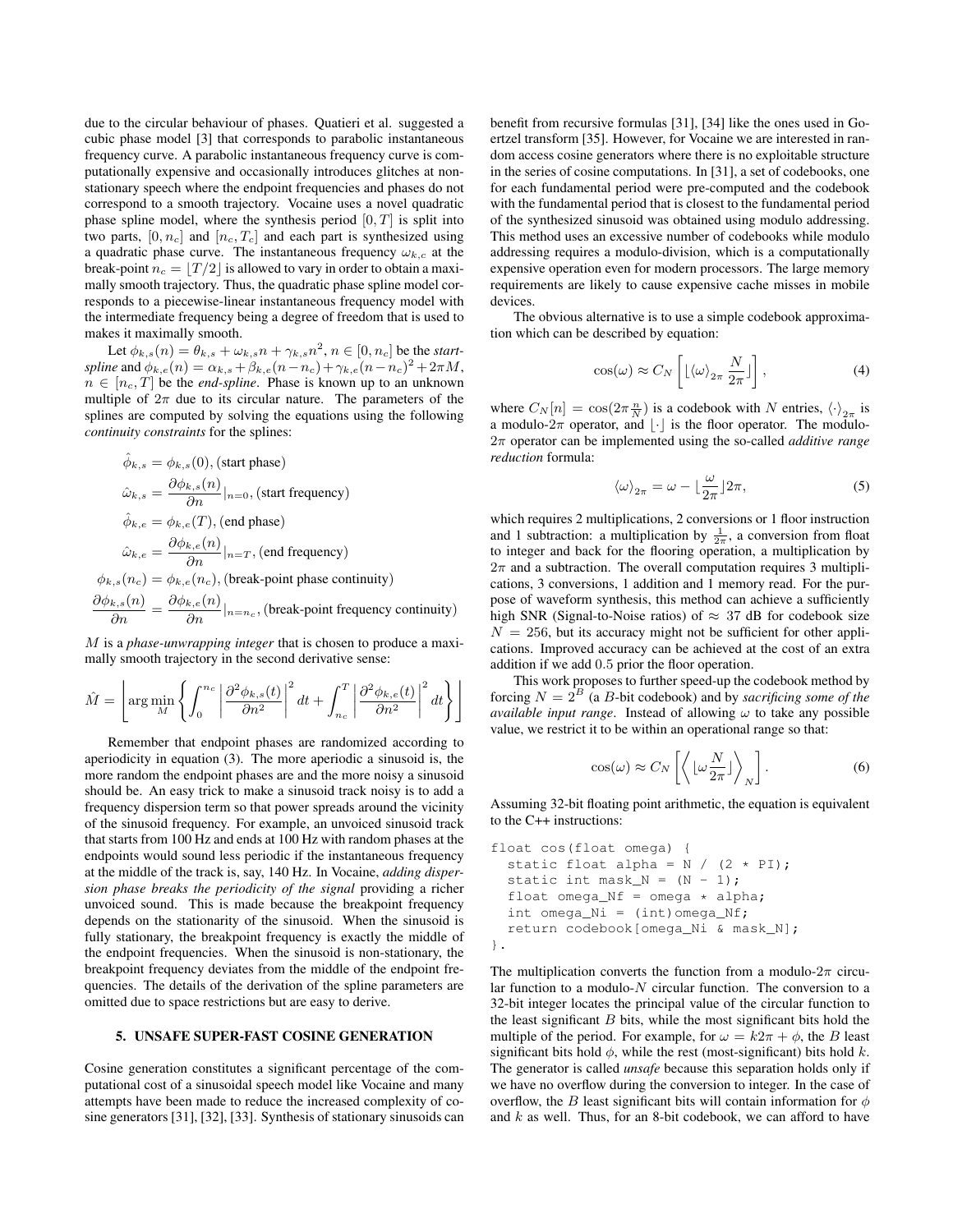due to the circular behaviour of phases. Quatieri et al. suggested a cubic phase model [3] that corresponds to parabolic instantaneous frequency curve. A parabolic instantaneous frequency curve is computationally expensive and occasionally introduces glitches at non-stationary speech where the endpoint frequencies and phases do not correspond to a smooth trajectory. Vocaine uses a novel quadratic phase spline model, where the synthesis period $[0, T]$ is split into two parts, $[0, n_c]$ and $[n_c, T_c]$ and each part is synthesized using a quadratic phase curve. The instantaneous frequency $\omega_{k,c}$ at the break-point $n_c = \lfloor T/2 \rfloor$ is allowed to vary in order to obtain a maximally smooth trajectory. Thus, the quadratic phase spline model corresponds to a piecewise-linear instantaneous frequency model with the intermediate frequency being a degree of freedom that is used to makes it maximally smooth.

Let $\phi_{k,s}(n) = \theta_{k,s} + \omega_{k,s} n + \gamma_{k,s} n^2$, $n \in [0, n_c]$ be the *start-spline* and $\phi_{k,e}(n) = \alpha_{k,s} + \beta_{k,e}(n-n_c) + \gamma_{k,e}(n-n_c)^2 + 2\pi M$, $n \in [n_c, T]$ be the *end-spline*. Phase is known up to an unknown multiple of $2\pi$ due to its circular nature. The parameters of the splines are computed by solving the equations using the following *continuity constraints* for the splines:

$$
\begin{aligned}
\hat{\phi}_{k,s} &= \phi_{k,s}(0), \text{(start phase)} \\
\hat{\omega}_{k,s} &= \frac{\partial \phi_{k,s}(n)}{\partial n}\Big|_{n=0}, \text{(start frequency)} \\
\hat{\phi}_{k,e} &= \phi_{k,e}(T), \text{(end phase)} \\
\hat{\omega}_{k,e} &= \frac{\partial \phi_{k,e}(n)}{\partial n}\Big|_{n=T}, \text{(end frequency)} \\
\phi_{k,s}(n_c) &= \phi_{k,e}(n_c), \text{(break-point phase continuity)} \\
\frac{\partial \phi_{k,s}(n)}{\partial n} &= \frac{\partial \phi_{k,e}(n)}{\partial n}\Big|_{n=n_c}, \text{(break-point frequency continuity)}
\end{aligned}
$$

$M$ is a *phase-unwrapping integer* that is chosen to produce a maximally smooth trajectory in the second derivative sense:

$$
\hat{M} = \left\lfloor \arg\min_M \left\{ \int_0^{n_c} \left| \frac{\partial^2 \phi_{k,s}(t)}{\partial n^2} \right|^2 dt + \int_{n_c}^{T} \left| \frac{\partial^2 \phi_{k,e}(t)}{\partial n^2} \right|^2 dt \right\} \right\rfloor
$$

Remember that endpoint phases are randomized according to aperiodicity in equation (3). The more aperiodic a sinusoid is, the more random the endpoint phases are and the more noisy a sinusoid should be. An easy trick to make a sinusoid track noisy is to add a frequency dispersion term so that power spreads around the vicinity of the sinusoid frequency. For example, an unvoiced sinusoid track that starts from 100 Hz and ends at 100 Hz with random phases at the endpoints would sound less periodic if the instantaneous frequency at the middle of the track is, say, 140 Hz. In Vocaine, *adding dispersion phase breaks the periodicity of the signal* providing a richer unvoiced sound. This is made because the breakpoint frequency depends on the stationarity of the sinusoid. When the sinusoid is fully stationary, the breakpoint frequency is exactly the middle of the endpoint frequencies. When the sinusoid is non-stationary, the breakpoint frequency deviates from the middle of the endpoint frequencies. The details of the derivation of the spline parameters are omitted due to space restrictions but are easy to derive.

## 5. UNSAFE SUPER-FAST COSINE GENERATION

Cosine generation constitutes a significant percentage of the computational cost of a sinusoidal speech model like Vocaine and many attempts have been made to reduce the increased complexity of cosine generators [31], [32], [33]. Synthesis of stationary sinusoids can benefit from recursive formulas [31], [34] like the ones used in Goertzel transform [35]. However, for Vocaine we are interested in random access cosine generators where there is no exploitable structure in the series of cosine computations. In [31], a set of codebooks, one for each fundamental period were pre-computed and the codebook with the fundamental period that is closest to the fundamental period of the synthesized sinusoid was obtained using modulo addressing. This method uses an excessive number of codebooks while modulo addressing requires a modulo-division, which is a computationally expensive operation even for modern processors. The large memory requirements are likely to cause expensive cache misses in mobile devices.

The obvious alternative is to use a simple codebook approximation which can be described by equation:

$$
\cos(\omega) \approx C_N \left[ \lfloor \langle \omega \rangle_{2\pi} \frac{N}{2\pi} \rfloor \right], \tag{4}
$$

where $C_N[n] = \cos(2\pi \frac{n}{N})$ is a codebook with $N$ entries, $\langle \cdot \rangle_{2\pi}$ is a modulo-$2\pi$ operator, and $\lfloor \cdot \rfloor$ is the floor operator. The modulo-$2\pi$ operator can be implemented using the so-called *additive range reduction* formula:

$$
\langle \omega \rangle_{2\pi} = \omega - \lfloor \frac{\omega}{2\pi} \rfloor 2\pi, \tag{5}
$$

which requires 2 multiplications, 2 conversions or 1 floor instruction and 1 subtraction: a multiplication by $\frac{1}{2\pi}$, a conversion from float to integer and back for the flooring operation, a multiplication by $2\pi$ and a subtraction. The overall computation requires 3 multiplications, 3 conversions, 1 addition and 1 memory read. For the purpose of waveform synthesis, this method can achieve a sufficiently high SNR (Signal-to-Noise ratios) of $\approx 37$ dB for codebook size $N = 256$, but its accuracy might not be sufficient for other applications. Improved accuracy can be achieved at the cost of an extra addition if we add 0.5 prior the floor operation.

This work proposes to further speed-up the codebook method by forcing $N = 2^B$ (a $B$-bit codebook) and by *sacrificing some of the available input range*. Instead of allowing $\omega$ to take any possible value, we restrict it to be within an operational range so that:

$$
\cos(\omega) \approx C_N \left[ \left\langle \lfloor \omega \frac{N}{2\pi} \rfloor \right\rangle_N \right]. \tag{6}
$$

Assuming 32-bit floating point arithmetic, the equation is equivalent to the C++ instructions:

```
float cos(float omega) {
  static float alpha = N / (2 * PI);
  static int mask_N = (N - 1);
  float omega_Nf = omega * alpha;
  int omega_Ni = (int)omega_Nf;
  return codebook[omega_Ni & mask_N];
}.
```

The multiplication converts the function from a modulo-$2\pi$ circular function to a modulo-$N$ circular function. The conversion to a 32-bit integer locates the principal value of the circular function to the least significant $B$ bits, while the most significant bits hold the multiple of the period. For example, for $\omega = k2\pi + \phi$, the $B$ least significant bits hold $\phi$, while the rest (most-significant) bits hold $k$. The generator is called *unsafe* because this separation holds only if we have no overflow during the conversion to integer. In the case of overflow, the $B$ least significant bits will contain information for $\phi$ and $k$ as well. Thus, for an 8-bit codebook, we can afford to have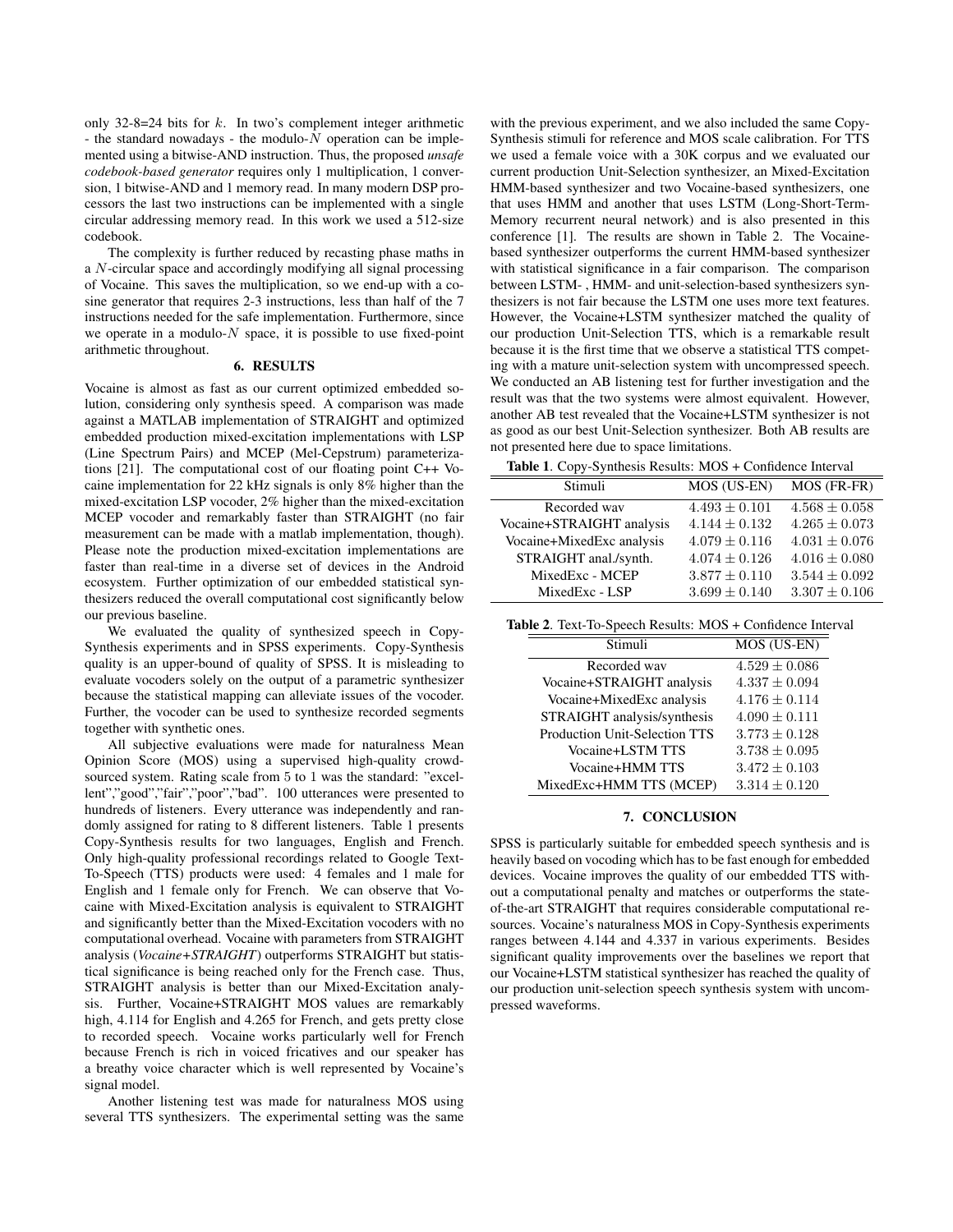only 32-8=24 bits for $k$. In two's complement integer arithmetic - the standard nowadays - the modulo-$N$ operation can be implemented using a bitwise-AND instruction. Thus, the proposed *unsafe codebook-based generator* requires only 1 multiplication, 1 conversion, 1 bitwise-AND and 1 memory read. In many modern DSP processors the last two instructions can be implemented with a single circular addressing memory read. In this work we used a 512-size codebook.

The complexity is further reduced by recasting phase maths in a $N$-circular space and accordingly modifying all signal processing of Vocaine. This saves the multiplication, so we end-up with a cosine generator that requires 2-3 instructions, less than half of the 7 instructions needed for the safe implementation. Furthermore, since we operate in a modulo-$N$ space, it is possible to use fixed-point arithmetic throughout.

## 6. RESULTS

Vocaine is almost as fast as our current optimized embedded solution, considering only synthesis speed. A comparison was made against a MATLAB implementation of STRAIGHT and optimized embedded production mixed-excitation implementations with LSP (Line Spectrum Pairs) and MCEP (Mel-Cepstrum) parameterizations [21]. The computational cost of our floating point C++ Vocaine implementation for 22 kHz signals is only 8% higher than the mixed-excitation LSP vocoder, 2% higher than the mixed-excitation MCEP vocoder and remarkably faster than STRAIGHT (no fair measurement can be made with a matlab implementation, though). Please note the production mixed-excitation implementations are faster than real-time in a diverse set of devices in the Android ecosystem. Further optimization of our embedded statistical synthesizers reduced the overall computational cost significantly below our previous baseline.

We evaluated the quality of synthesized speech in Copy-Synthesis experiments and in SPSS experiments. Copy-Synthesis quality is an upper-bound of quality of SPSS. It is misleading to evaluate vocoders solely on the output of a parametric synthesizer because the statistical mapping can alleviate issues of the vocoder. Further, the vocoder can be used to synthesize recorded segments together with synthetic ones.

All subjective evaluations were made for naturalness Mean Opinion Score (MOS) using a supervised high-quality crowd-sourced system. Rating scale from 5 to 1 was the standard: "excellent","good","fair","poor","bad". 100 utterances were presented to hundreds of listeners. Every utterance was independently and randomly assigned for rating to 8 different listeners. Table 1 presents Copy-Synthesis results for two languages, English and French. Only high-quality professional recordings related to Google Text-To-Speech (TTS) products were used: 4 females and 1 male for English and 1 female only for French. We can observe that Vocaine with Mixed-Excitation analysis is equivalent to STRAIGHT and significantly better than the Mixed-Excitation vocoders with no computational overhead. Vocaine with parameters from STRAIGHT analysis (*Vocaine+STRAIGHT*) outperforms STRAIGHT but statistical significance is being reached only for the French case. Thus, STRAIGHT analysis is better than our Mixed-Excitation analysis. Further, Vocaine+STRAIGHT MOS values are remarkably high, 4.114 for English and 4.265 for French, and gets pretty close to recorded speech. Vocaine works particularly well for French because French is rich in voiced fricatives and our speaker has a breathy voice character which is well represented by Vocaine's signal model.

Another listening test was made for naturalness MOS using several TTS synthesizers. The experimental setting was the same with the previous experiment, and we also included the same Copy-Synthesis stimuli for reference and MOS scale calibration. For TTS we used a female voice with a 30K corpus and we evaluated our current production Unit-Selection synthesizer, an Mixed-Excitation HMM-based synthesizer and two Vocaine-based synthesizers, one that uses HMM and another that uses LSTM (Long-Short-Term-Memory recurrent neural network) and is also presented in this conference [1]. The results are shown in Table 2. The Vocaine-based synthesizer outperforms the current HMM-based synthesizer with statistical significance in a fair comparison. The comparison between LSTM- , HMM- and unit-selection-based synthesizers synthesizers is not fair because the LSTM one uses more text features. However, the Vocaine+LSTM synthesizer matched the quality of our production Unit-Selection TTS, which is a remarkable result because it is the first time that we observe a statistical TTS competing with a mature unit-selection system with uncompressed speech. We conducted an AB listening test for further investigation and the result was that the two systems were almost equivalent. However, another AB test revealed that the Vocaine+LSTM synthesizer is not as good as our best Unit-Selection synthesizer. Both AB results are not presented here due to space limitations.

**Table 1**. Copy-Synthesis Results: MOS + Confidence Interval

| Stimuli | MOS (US-EN) | MOS (FR-FR) |
|---|---|---|
| Recorded wav | $4.493 \pm 0.101$ | $4.568 \pm 0.058$ |
| Vocaine+STRAIGHT analysis | $4.144 \pm 0.132$ | $4.265 \pm 0.073$ |
| Vocaine+MixedExc analysis | $4.079 \pm 0.116$ | $4.031 \pm 0.076$ |
| STRAIGHT anal./synth. | $4.074 \pm 0.126$ | $4.016 \pm 0.080$ |
| MixedExc - MCEP | $3.877 \pm 0.110$ | $3.544 \pm 0.092$ |
| MixedExc - LSP | $3.699 \pm 0.140$ | $3.307 \pm 0.106$ |

**Table 2**. Text-To-Speech Results: MOS + Confidence Interval

| Stimuli | MOS (US-EN) |
|---|---|
| Recorded wav | $4.529 \pm 0.086$ |
| Vocaine+STRAIGHT analysis | $4.337 \pm 0.094$ |
| Vocaine+MixedExc analysis | $4.176 \pm 0.114$ |
| STRAIGHT analysis/synthesis | $4.090 \pm 0.111$ |
| Production Unit-Selection TTS | $3.773 \pm 0.128$ |
| Vocaine+LSTM TTS | $3.738 \pm 0.095$ |
| Vocaine+HMM TTS | $3.472 \pm 0.103$ |
| MixedExc+HMM TTS (MCEP) | $3.314 \pm 0.120$ |

## 7. CONCLUSION

SPSS is particularly suitable for embedded speech synthesis and is heavily based on vocoding which has to be fast enough for embedded devices. Vocaine improves the quality of our embedded TTS without a computational penalty and matches or outperforms the state-of-the-art STRAIGHT that requires considerable computational resources. Vocaine's naturalness MOS in Copy-Synthesis experiments ranges between 4.144 and 4.337 in various experiments. Besides significant quality improvements over the baselines we report that our Vocaine+LSTM statistical synthesizer has reached the quality of our production unit-selection speech synthesis system with uncompressed waveforms.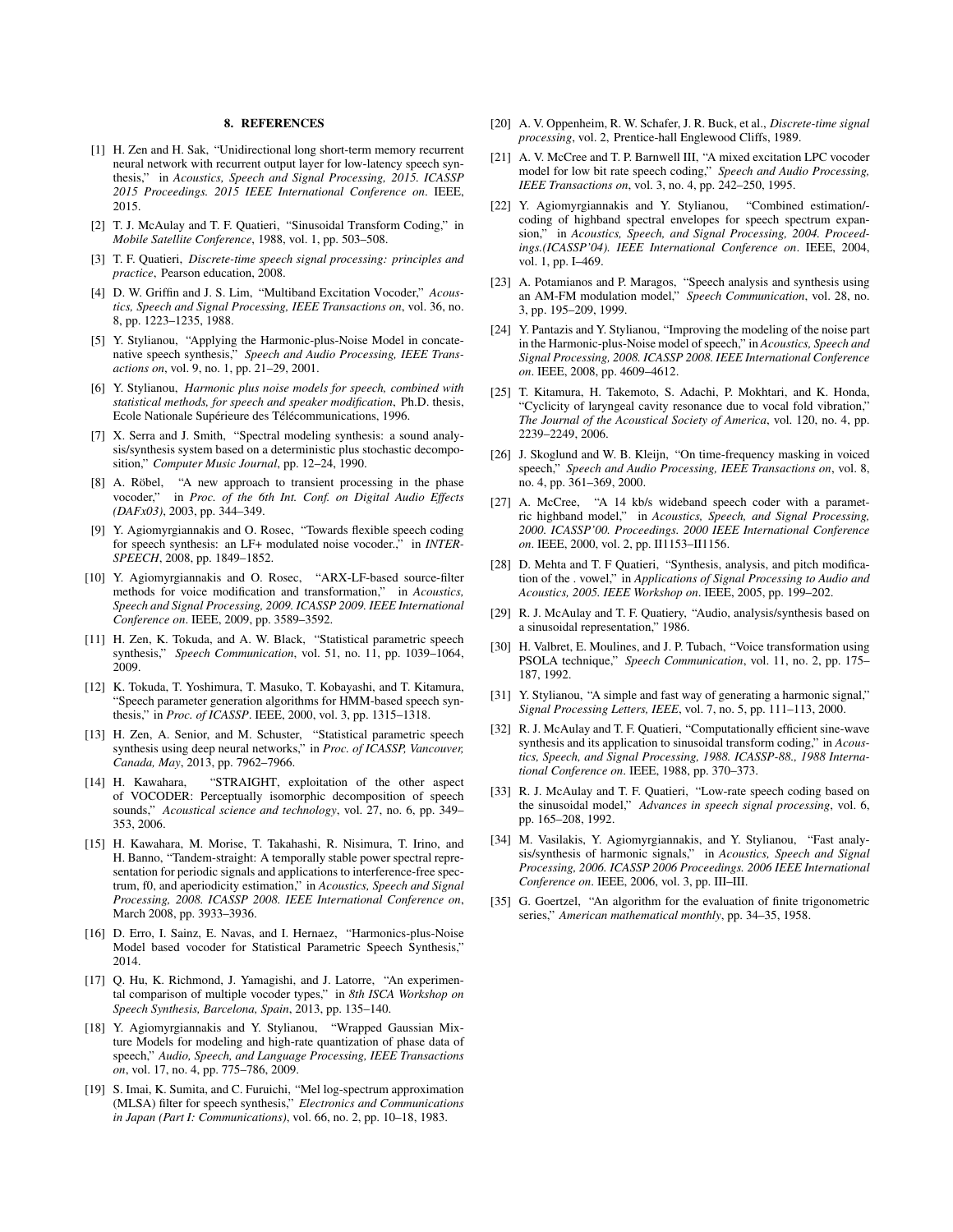## 8. REFERENCES

[1] H. Zen and H. Sak, "Unidirectional long short-term memory recurrent neural network with recurrent output layer for low-latency speech synthesis," in *Acoustics, Speech and Signal Processing, 2015. ICASSP 2015 Proceedings. 2015 IEEE International Conference on*. IEEE, 2015.

[2] T. J. McAulay and T. F. Quatieri, "Sinusoidal Transform Coding," in *Mobile Satellite Conference*, 1988, vol. 1, pp. 503–508.

[3] T. F. Quatieri, *Discrete-time speech signal processing: principles and practice*, Pearson education, 2008.

[4] D. W. Griffin and J. S. Lim, "Multiband Excitation Vocoder," *Acoustics, Speech and Signal Processing, IEEE Transactions on*, vol. 36, no. 8, pp. 1223–1235, 1988.

[5] Y. Stylianou, "Applying the Harmonic-plus-Noise Model in concatenative speech synthesis," *Speech and Audio Processing, IEEE Transactions on*, vol. 9, no. 1, pp. 21–29, 2001.

[6] Y. Stylianou, *Harmonic plus noise models for speech, combined with statistical methods, for speech and speaker modification*, Ph.D. thesis, Ecole Nationale Supérieure des Télécommunications, 1996.

[7] X. Serra and J. Smith, "Spectral modeling synthesis: a sound analysis/synthesis system based on a deterministic plus stochastic decomposition," *Computer Music Journal*, pp. 12–24, 1990.

[8] A. Röbel, "A new approach to transient processing in the phase vocoder," in *Proc. of the 6th Int. Conf. on Digital Audio Effects (DAFx03)*, 2003, pp. 344–349.

[9] Y. Agiomyrgiannakis and O. Rosec, "Towards flexible speech coding for speech synthesis: an LF+ modulated noise vocoder.," in *INTERSPEECH*, 2008, pp. 1849–1852.

[10] Y. Agiomyrgiannakis and O. Rosec, "ARX-LF-based source-filter methods for voice modification and transformation," in *Acoustics, Speech and Signal Processing, 2009. ICASSP 2009. IEEE International Conference on*. IEEE, 2009, pp. 3589–3592.

[11] H. Zen, K. Tokuda, and A. W. Black, "Statistical parametric speech synthesis," *Speech Communication*, vol. 51, no. 11, pp. 1039–1064, 2009.

[12] K. Tokuda, T. Yoshimura, T. Masuko, T. Kobayashi, and T. Kitamura, "Speech parameter generation algorithms for HMM-based speech synthesis," in *Proc. of ICASSP*. IEEE, 2000, vol. 3, pp. 1315–1318.

[13] H. Zen, A. Senior, and M. Schuster, "Statistical parametric speech synthesis using deep neural networks," in *Proc. of ICASSP, Vancouver, Canada, May*, 2013, pp. 7962–7966.

[14] H. Kawahara, "STRAIGHT, exploitation of the other aspect of VOCODER: Perceptually isomorphic decomposition of speech sounds," *Acoustical science and technology*, vol. 27, no. 6, pp. 349–353, 2006.

[15] H. Kawahara, M. Morise, T. Takahashi, R. Nisimura, T. Irino, and H. Banno, "Tandem-straight: A temporally stable power spectral representation for periodic signals and applications to interference-free spectrum, f0, and aperiodicity estimation," in *Acoustics, Speech and Signal Processing, 2008. ICASSP 2008. IEEE International Conference on*, March 2008, pp. 3933–3936.

[16] D. Erro, I. Sainz, E. Navas, and I. Hernaez, "Harmonics-plus-Noise Model based vocoder for Statistical Parametric Speech Synthesis," 2014.

[17] Q. Hu, K. Richmond, J. Yamagishi, and J. Latorre, "An experimental comparison of multiple vocoder types," in *8th ISCA Workshop on Speech Synthesis, Barcelona, Spain*, 2013, pp. 135–140.

[18] Y. Agiomyrgiannakis and Y. Stylianou, "Wrapped Gaussian Mixture Models for modeling and high-rate quantization of phase data of speech," *Audio, Speech, and Language Processing, IEEE Transactions on*, vol. 17, no. 4, pp. 775–786, 2009.

[19] S. Imai, K. Sumita, and C. Furuichi, "Mel log-spectrum approximation (MLSA) filter for speech synthesis," *Electronics and Communications in Japan (Part I: Communications)*, vol. 66, no. 2, pp. 10–18, 1983.

[20] A. V. Oppenheim, R. W. Schafer, J. R. Buck, et al., *Discrete-time signal processing*, vol. 2, Prentice-hall Englewood Cliffs, 1989.

[21] A. V. McCree and T. P. Barnwell III, "A mixed excitation LPC vocoder model for low bit rate speech coding," *Speech and Audio Processing, IEEE Transactions on*, vol. 3, no. 4, pp. 242–250, 1995.

[22] Y. Agiomyrgiannakis and Y. Stylianou, "Combined estimation/-coding of highband spectral envelopes for speech spectrum expansion," in *Acoustics, Speech, and Signal Processing, 2004. Proceedings.(ICASSP'04). IEEE International Conference on*. IEEE, 2004, vol. 1, pp. I–469.

[23] A. Potamianos and P. Maragos, "Speech analysis and synthesis using an AM-FM modulation model," *Speech Communication*, vol. 28, no. 3, pp. 195–209, 1999.

[24] Y. Pantazis and Y. Stylianou, "Improving the modeling of the noise part in the Harmonic-plus-Noise model of speech," in *Acoustics, Speech and Signal Processing, 2008. ICASSP 2008. IEEE International Conference on*. IEEE, 2008, pp. 4609–4612.

[25] T. Kitamura, H. Takemoto, S. Adachi, P. Mokhtari, and K. Honda, "Cyclicity of laryngeal cavity resonance due to vocal fold vibration," *The Journal of the Acoustical Society of America*, vol. 120, no. 4, pp. 2239–2249, 2006.

[26] J. Skoglund and W. B. Kleijn, "On time-frequency masking in voiced speech," *Speech and Audio Processing, IEEE Transactions on*, vol. 8, no. 4, pp. 361–369, 2000.

[27] A. McCree, "A 14 kb/s wideband speech coder with a parametric highband model," in *Acoustics, Speech, and Signal Processing, 2000. ICASSP'00. Proceedings. 2000 IEEE International Conference on*. IEEE, 2000, vol. 2, pp. II1153–II1156.

[28] D. Mehta and T. F Quatieri, "Synthesis, analysis, and pitch modification of the . vowel," in *Applications of Signal Processing to Audio and Acoustics, 2005. IEEE Workshop on*. IEEE, 2005, pp. 199–202.

[29] R. J. McAulay and T. F. Quatiery, "Audio, analysis/synthesis based on a sinusoidal representation," 1986.

[30] H. Valbret, E. Moulines, and J. P. Tubach, "Voice transformation using PSOLA technique," *Speech Communication*, vol. 11, no. 2, pp. 175–187, 1992.

[31] Y. Stylianou, "A simple and fast way of generating a harmonic signal," *Signal Processing Letters, IEEE*, vol. 7, no. 5, pp. 111–113, 2000.

[32] R. J. McAulay and T. F. Quatieri, "Computationally efficient sine-wave synthesis and its application to sinusoidal transform coding," in *Acoustics, Speech, and Signal Processing, 1988. ICASSP-88., 1988 International Conference on*. IEEE, 1988, pp. 370–373.

[33] R. J. McAulay and T. F. Quatieri, "Low-rate speech coding based on the sinusoidal model," *Advances in speech signal processing*, vol. 6, pp. 165–208, 1992.

[34] M. Vasilakis, Y. Agiomyrgiannakis, and Y. Stylianou, "Fast analysis/synthesis of harmonic signals," in *Acoustics, Speech and Signal Processing, 2006. ICASSP 2006 Proceedings. 2006 IEEE International Conference on*. IEEE, 2006, vol. 3, pp. III–III.

[35] G. Goertzel, "An algorithm for the evaluation of finite trigonometric series," *American mathematical monthly*, pp. 34–35, 1958.